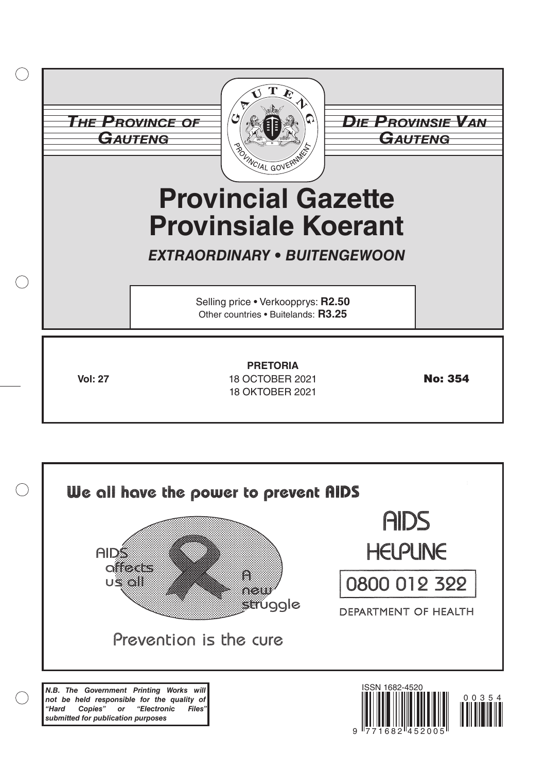**The Province of Gauteng**

**Die Provinsie Van Gauteng**

# Provincial Gazette
# Provinsiale Koerant

***EXTRAORDINARY • BUITENGEWOON***

Selling price • Verkoopprys: **R2.50**
Other countries • Buitelands: **R3.25**

**Vol: 27**

**PRETORIA**
18 OCTOBER 2021
18 OKTOBER 2021

**No: 354**

**We all have the power to prevent AIDS**

AIDS affects us all

A new struggle

Prevention is the cure

AIDS HELPLINE

0800 012 322

DEPARTMENT OF HEALTH

***N.B. The Government Printing Works will not be held responsible for the quality of "Hard Copies" or "Electronic Files" submitted for publication purposes***

ISSN 1682-4520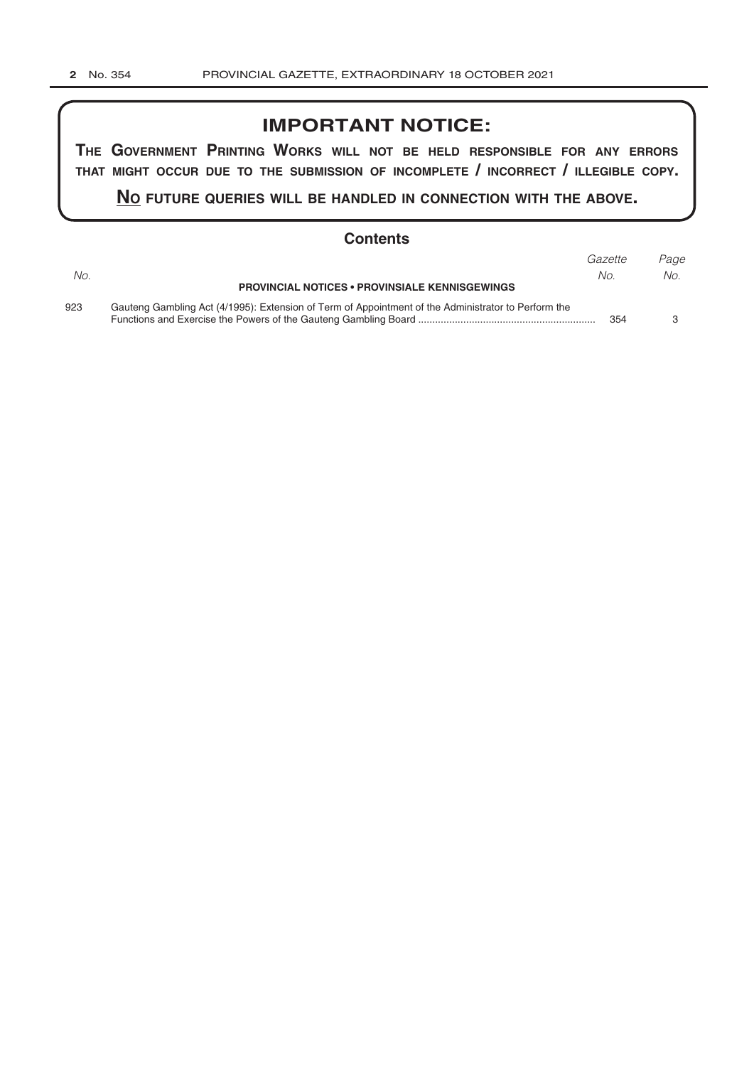## IMPORTANT NOTICE:

**THE GOVERNMENT PRINTING WORKS WILL NOT BE HELD RESPONSIBLE FOR ANY ERRORS THAT MIGHT OCCUR DUE TO THE SUBMISSION OF INCOMPLETE / INCORRECT / ILLEGIBLE COPY.**

**NO FUTURE QUERIES WILL BE HANDLED IN CONNECTION WITH THE ABOVE.**

## Contents

| *No.* | | *Gazette No.* | *Page No.* |
|---|---|---|---|
| | **PROVINCIAL NOTICES • PROVINSIALE KENNISGEWINGS** | | |
| 923 | Gauteng Gambling Act (4/1995): Extension of Term of Appointment of the Administrator to Perform the Functions and Exercise the Powers of the Gauteng Gambling Board | 354 | 3 |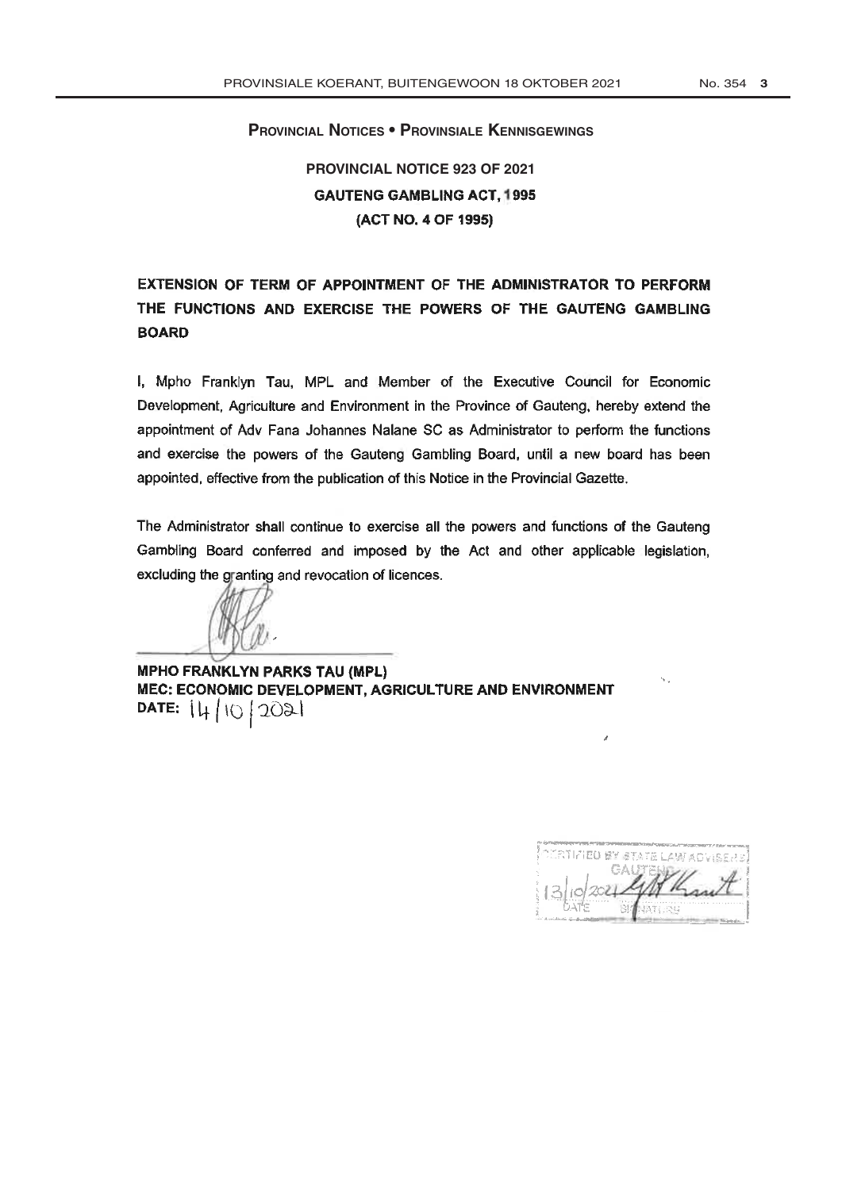**PROVINCIAL NOTICES • PROVINSIALE KENNISGEWINGS**

## PROVINCIAL NOTICE 923 OF 2021
## GAUTENG GAMBLING ACT, 1995
## (ACT NO. 4 OF 1995)

### EXTENSION OF TERM OF APPOINTMENT OF THE ADMINISTRATOR TO PERFORM THE FUNCTIONS AND EXERCISE THE POWERS OF THE GAUTENG GAMBLING BOARD

I, Mpho Franklyn Tau, MPL and Member of the Executive Council for Economic Development, Agriculture and Environment in the Province of Gauteng, hereby extend the appointment of Adv Fana Johannes Nalane SC as Administrator to perform the functions and exercise the powers of the Gauteng Gambling Board, until a new board has been appointed, effective from the publication of this Notice in the Provincial Gazette.

The Administrator shall continue to exercise all the powers and functions of the Gauteng Gambling Board conferred and imposed by the Act and other applicable legislation, excluding the granting and revocation of licences.

**MPHO FRANKLYN PARKS TAU (MPL)**
**MEC: ECONOMIC DEVELOPMENT, AGRICULTURE AND ENVIRONMENT**
**DATE:** 14/10/2021

CERTIFIED BY STATE LAW ADVISER
GAUTENG
13/10/2021
DATE SIGNATURE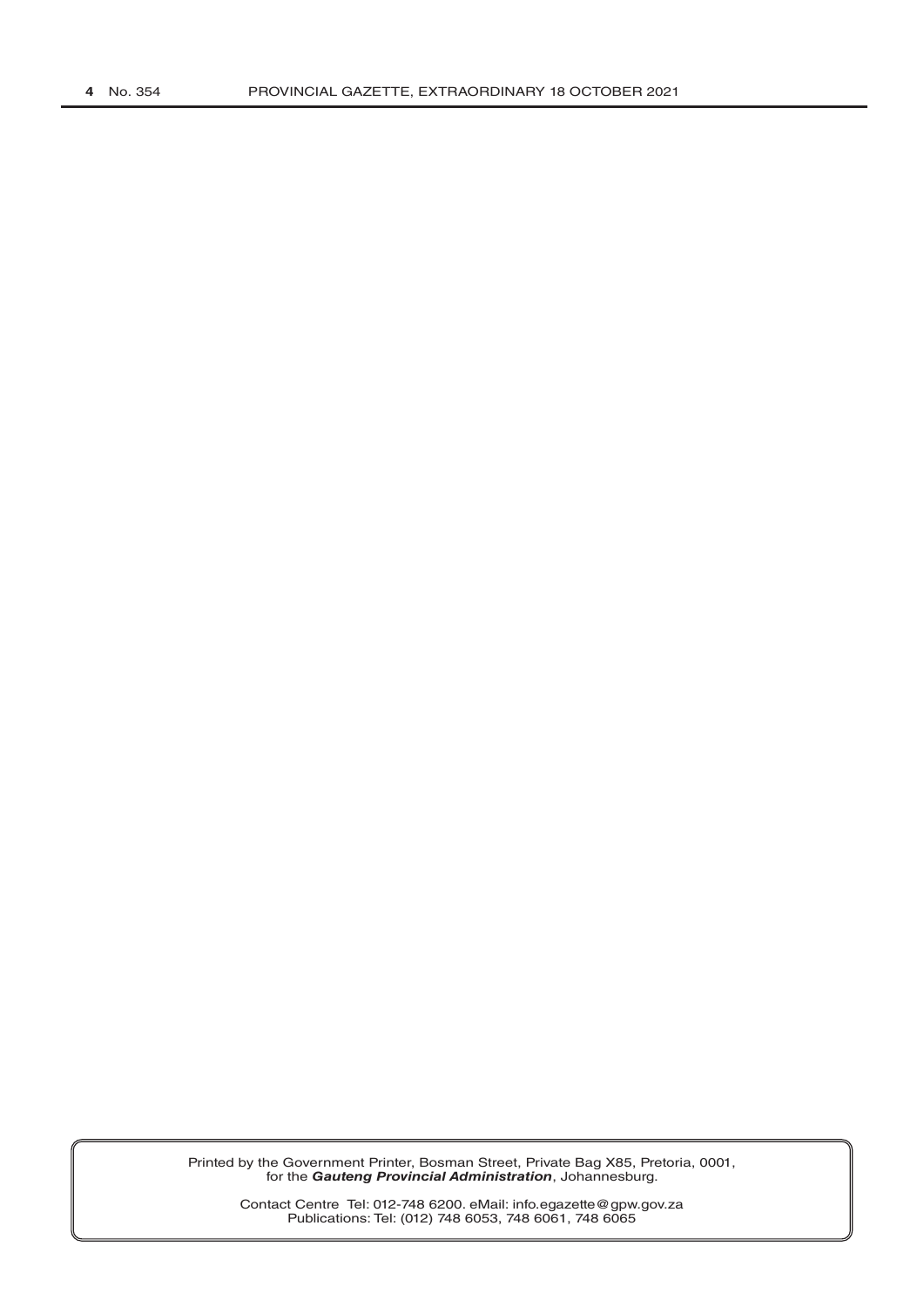Printed by the Government Printer, Bosman Street, Private Bag X85, Pretoria, 0001, for the ***Gauteng Provincial Administration***, Johannesburg.

Contact Centre Tel: 012-748 6200. eMail: info.egazette@gpw.gov.za
Publications: Tel: (012) 748 6053, 748 6061, 748 6065